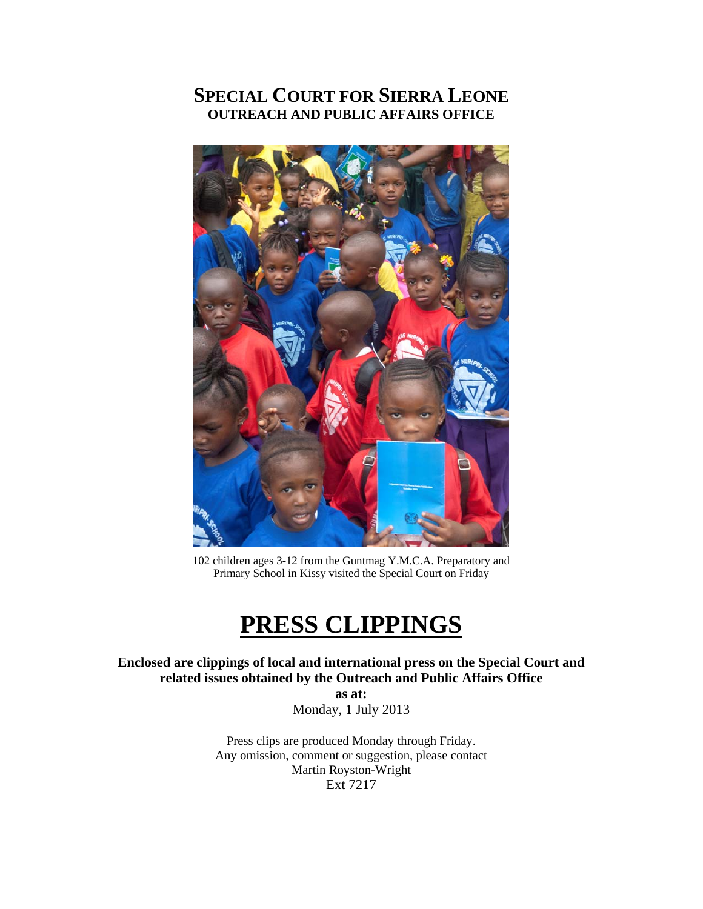# SPECIAL COURT FOR SIERRA LEONE
## OUTREACH AND PUBLIC AFFAIRS OFFICE

102 children ages 3-12 from the Guntmag Y.M.C.A. Preparatory and Primary School in Kissy visited the Special Court on Friday

# PRESS CLIPPINGS

**Enclosed are clippings of local and international press on the Special Court and related issues obtained by the Outreach and Public Affairs Office**

**as at:**

Monday, 1 July 2013

Press clips are produced Monday through Friday.
Any omission, comment or suggestion, please contact
Martin Royston-Wright
Ext 7217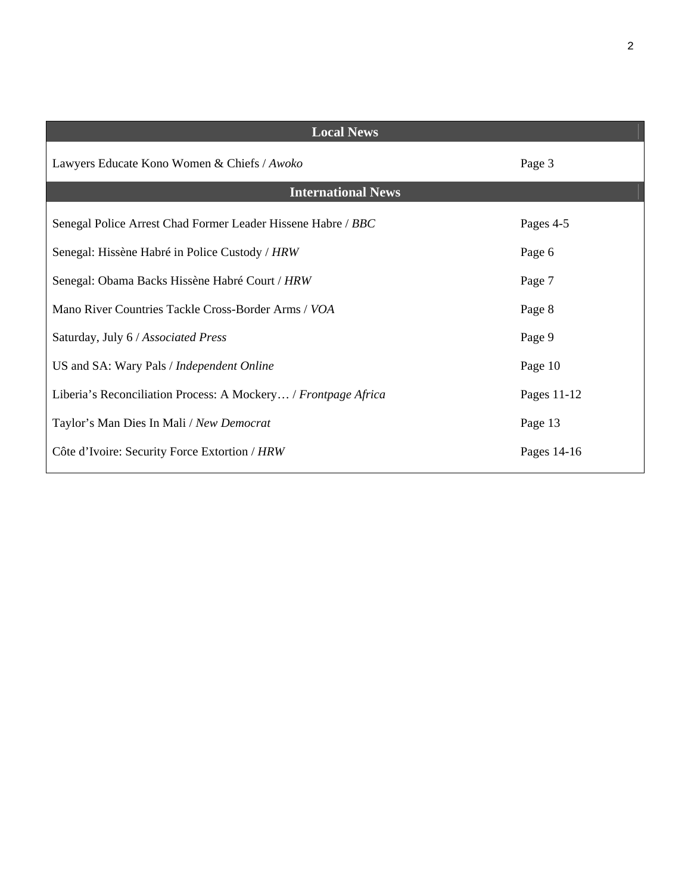| Local News | |
|---|---|
| Lawyers Educate Kono Women & Chiefs / *Awoko* | Page 3 |
| **International News** | |
| Senegal Police Arrest Chad Former Leader Hissene Habre / *BBC* | Pages 4-5 |
| Senegal: Hissène Habré in Police Custody / *HRW* | Page 6 |
| Senegal: Obama Backs Hissène Habré Court / *HRW* | Page 7 |
| Mano River Countries Tackle Cross-Border Arms / *VOA* | Page 8 |
| Saturday, July 6 / *Associated Press* | Page 9 |
| US and SA: Wary Pals / *Independent Online* | Page 10 |
| Liberia's Reconciliation Process: A Mockery… / *Frontpage Africa* | Pages 11-12 |
| Taylor's Man Dies In Mali / *New Democrat* | Page 13 |
| Côte d'Ivoire: Security Force Extortion / *HRW* | Pages 14-16 |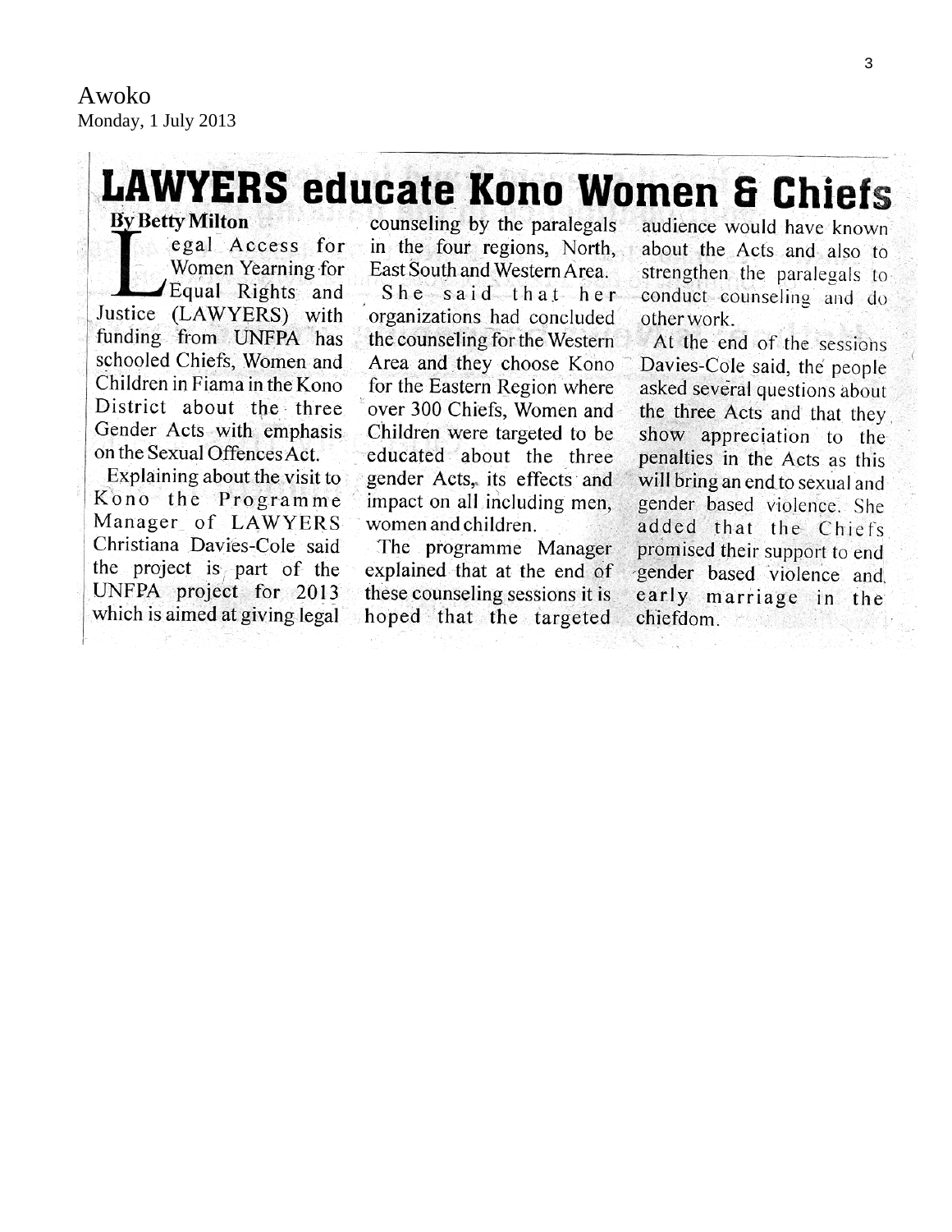Awoko
Monday, 1 July 2013

# LAWYERS educate Kono Women & Chiefs

**By Betty Milton**

Legal Access for Women Yearning for Equal Rights and Justice (LAWYERS) with funding from UNFPA has schooled Chiefs, Women and Children in Fiama in the Kono District about the three Gender Acts with emphasis on the Sexual Offences Act.

Explaining about the visit to Kono the Programme Manager of LAWYERS Christiana Davies-Cole said the project is part of the UNFPA project for 2013 which is aimed at giving legal counseling by the paralegals in the four regions, North, East South and Western Area.

She said that her organizations had concluded the counseling for the Western Area and they choose Kono for the Eastern Region where over 300 Chiefs, Women and Children were targeted to be educated about the three gender Acts, its effects and impact on all including men, women and children.

The programme Manager explained that at the end of these counseling sessions it is hoped that the targeted audience would have known about the Acts and also to strengthen the paralegals to conduct counseling and do other work.

At the end of the sessions Davies-Cole said, the people asked several questions about the three Acts and that they show appreciation to the penalties in the Acts as this will bring an end to sexual and gender based violence. She added that the Chiefs promised their support to end gender based violence and early marriage in the chiefdom.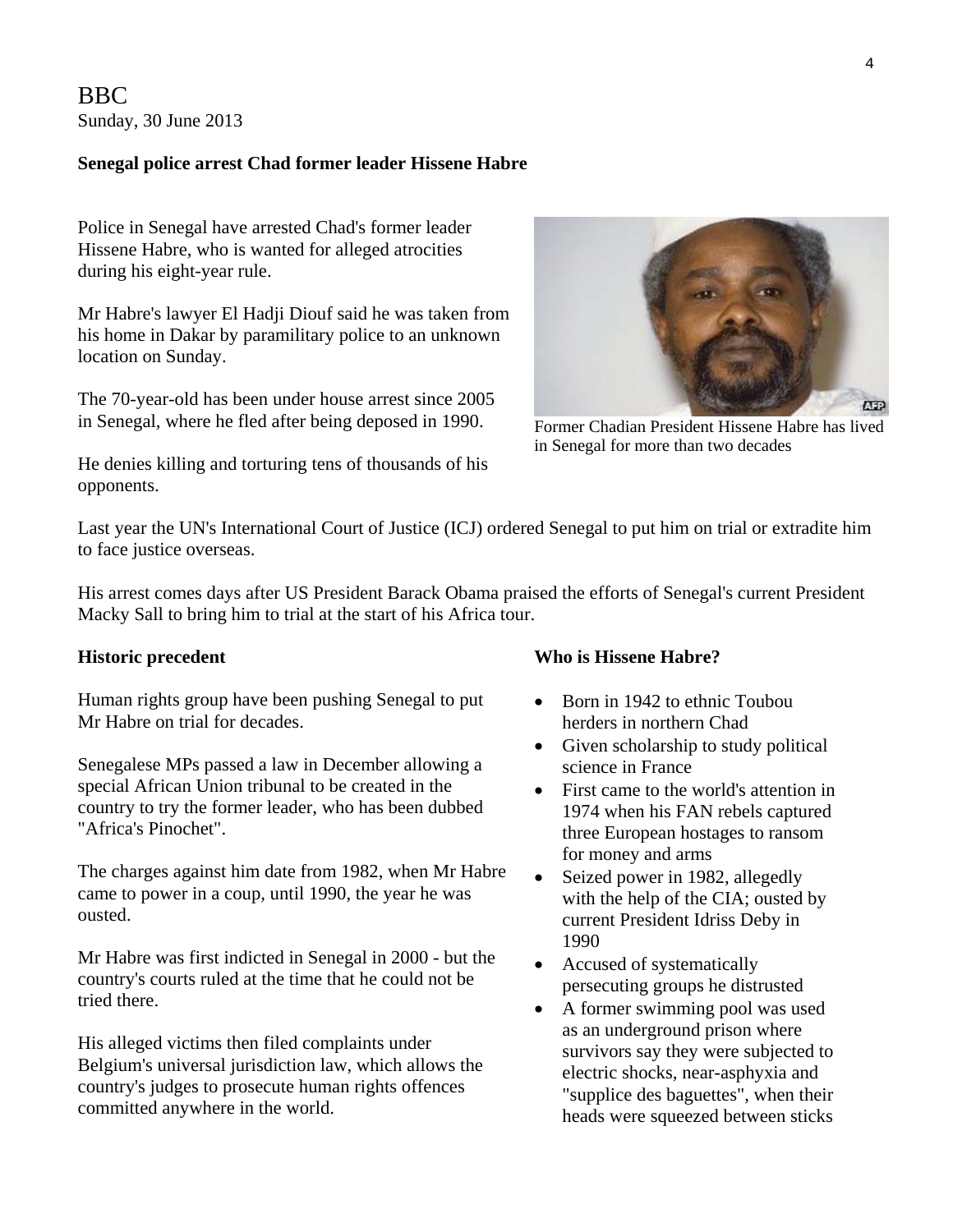BBC
Sunday, 30 June 2013

**Senegal police arrest Chad former leader Hissene Habre**

Police in Senegal have arrested Chad's former leader Hissene Habre, who is wanted for alleged atrocities during his eight-year rule.

Mr Habre's lawyer El Hadji Diouf said he was taken from his home in Dakar by paramilitary police to an unknown location on Sunday.

The 70-year-old has been under house arrest since 2005 in Senegal, where he fled after being deposed in 1990.

Former Chadian President Hissene Habre has lived in Senegal for more than two decades

He denies killing and torturing tens of thousands of his opponents.

Last year the UN's International Court of Justice (ICJ) ordered Senegal to put him on trial or extradite him to face justice overseas.

His arrest comes days after US President Barack Obama praised the efforts of Senegal's current President Macky Sall to bring him to trial at the start of his Africa tour.

**Historic precedent**

Human rights group have been pushing Senegal to put Mr Habre on trial for decades.

Senegalese MPs passed a law in December allowing a special African Union tribunal to be created in the country to try the former leader, who has been dubbed "Africa's Pinochet".

The charges against him date from 1982, when Mr Habre came to power in a coup, until 1990, the year he was ousted.

Mr Habre was first indicted in Senegal in 2000 - but the country's courts ruled at the time that he could not be tried there.

His alleged victims then filed complaints under Belgium's universal jurisdiction law, which allows the country's judges to prosecute human rights offences committed anywhere in the world.

**Who is Hissene Habre?**

- Born in 1942 to ethnic Toubou herders in northern Chad
- Given scholarship to study political science in France
- First came to the world's attention in 1974 when his FAN rebels captured three European hostages to ransom for money and arms
- Seized power in 1982, allegedly with the help of the CIA; ousted by current President Idriss Deby in 1990
- Accused of systematically persecuting groups he distrusted
- A former swimming pool was used as an underground prison where survivors say they were subjected to electric shocks, near-asphyxia and "supplice des baguettes", when their heads were squeezed between sticks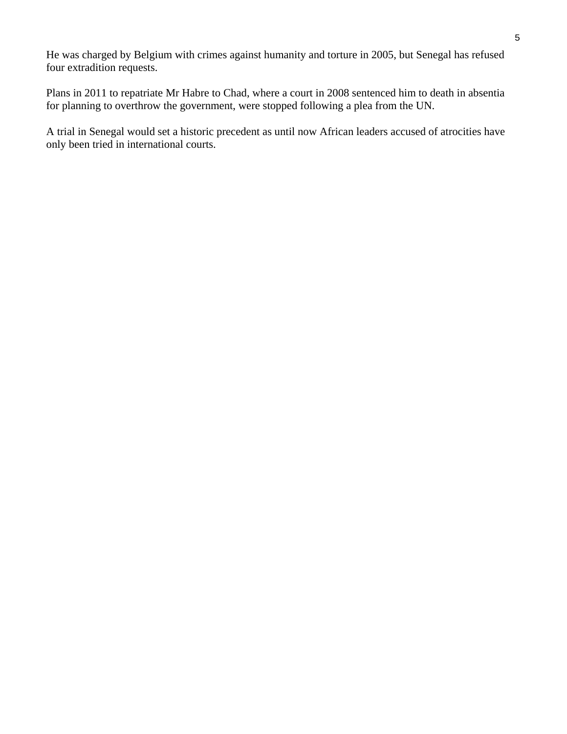He was charged by Belgium with crimes against humanity and torture in 2005, but Senegal has refused four extradition requests.

Plans in 2011 to repatriate Mr Habre to Chad, where a court in 2008 sentenced him to death in absentia for planning to overthrow the government, were stopped following a plea from the UN.

A trial in Senegal would set a historic precedent as until now African leaders accused of atrocities have only been tried in international courts.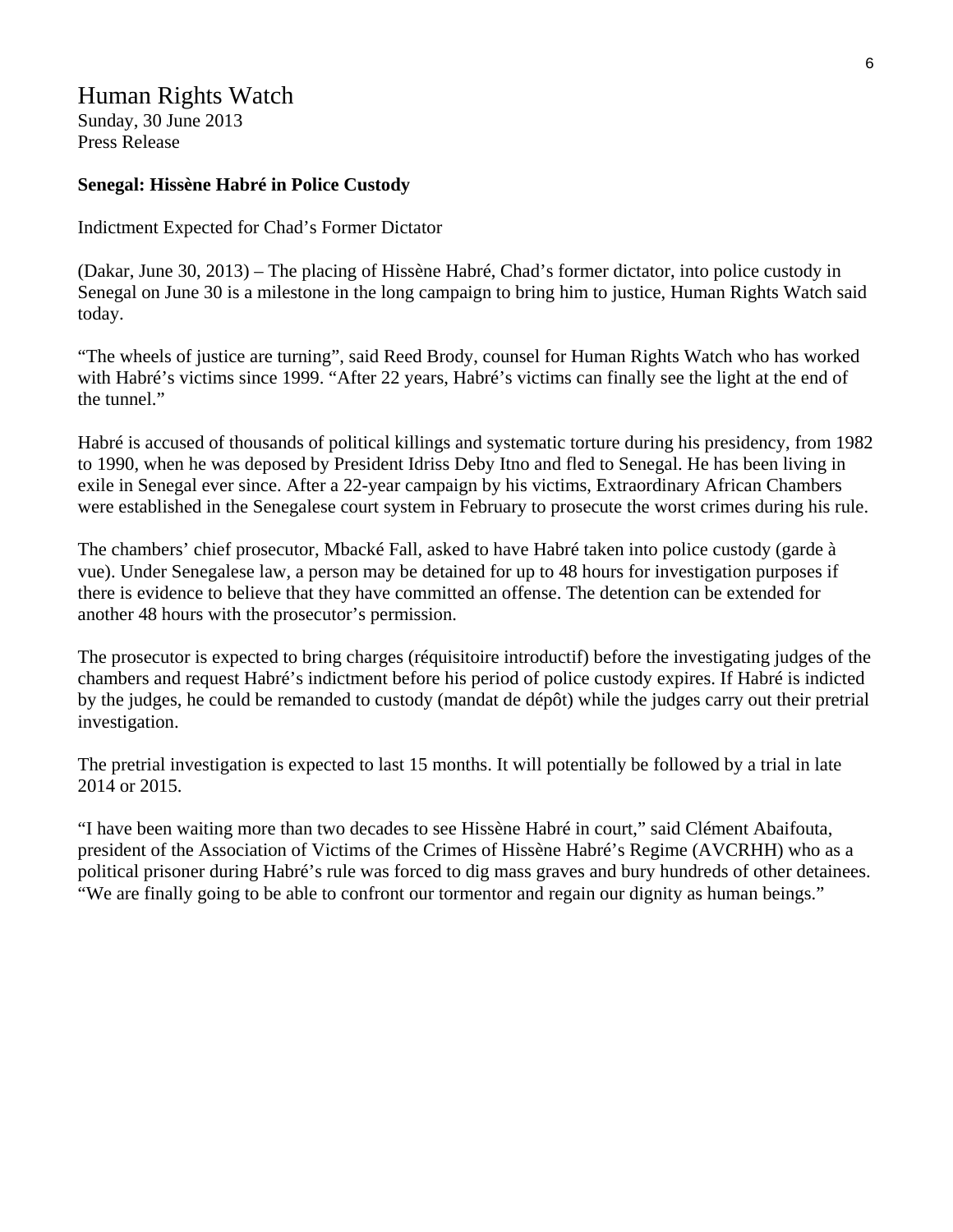# Human Rights Watch

Sunday, 30 June 2013
Press Release

**Senegal: Hissène Habré in Police Custody**

Indictment Expected for Chad's Former Dictator

(Dakar, June 30, 2013) – The placing of Hissène Habré, Chad's former dictator, into police custody in Senegal on June 30 is a milestone in the long campaign to bring him to justice, Human Rights Watch said today.

"The wheels of justice are turning", said Reed Brody, counsel for Human Rights Watch who has worked with Habré's victims since 1999. "After 22 years, Habré's victims can finally see the light at the end of the tunnel."

Habré is accused of thousands of political killings and systematic torture during his presidency, from 1982 to 1990, when he was deposed by President Idriss Deby Itno and fled to Senegal. He has been living in exile in Senegal ever since. After a 22-year campaign by his victims, Extraordinary African Chambers were established in the Senegalese court system in February to prosecute the worst crimes during his rule.

The chambers' chief prosecutor, Mbacké Fall, asked to have Habré taken into police custody (garde à vue). Under Senegalese law, a person may be detained for up to 48 hours for investigation purposes if there is evidence to believe that they have committed an offense. The detention can be extended for another 48 hours with the prosecutor's permission.

The prosecutor is expected to bring charges (réquisitoire introductif) before the investigating judges of the chambers and request Habré's indictment before his period of police custody expires. If Habré is indicted by the judges, he could be remanded to custody (mandat de dépôt) while the judges carry out their pretrial investigation.

The pretrial investigation is expected to last 15 months. It will potentially be followed by a trial in late 2014 or 2015.

"I have been waiting more than two decades to see Hissène Habré in court," said Clément Abaifouta, president of the Association of Victims of the Crimes of Hissène Habré's Regime (AVCRHH) who as a political prisoner during Habré's rule was forced to dig mass graves and bury hundreds of other detainees. "We are finally going to be able to confront our tormentor and regain our dignity as human beings."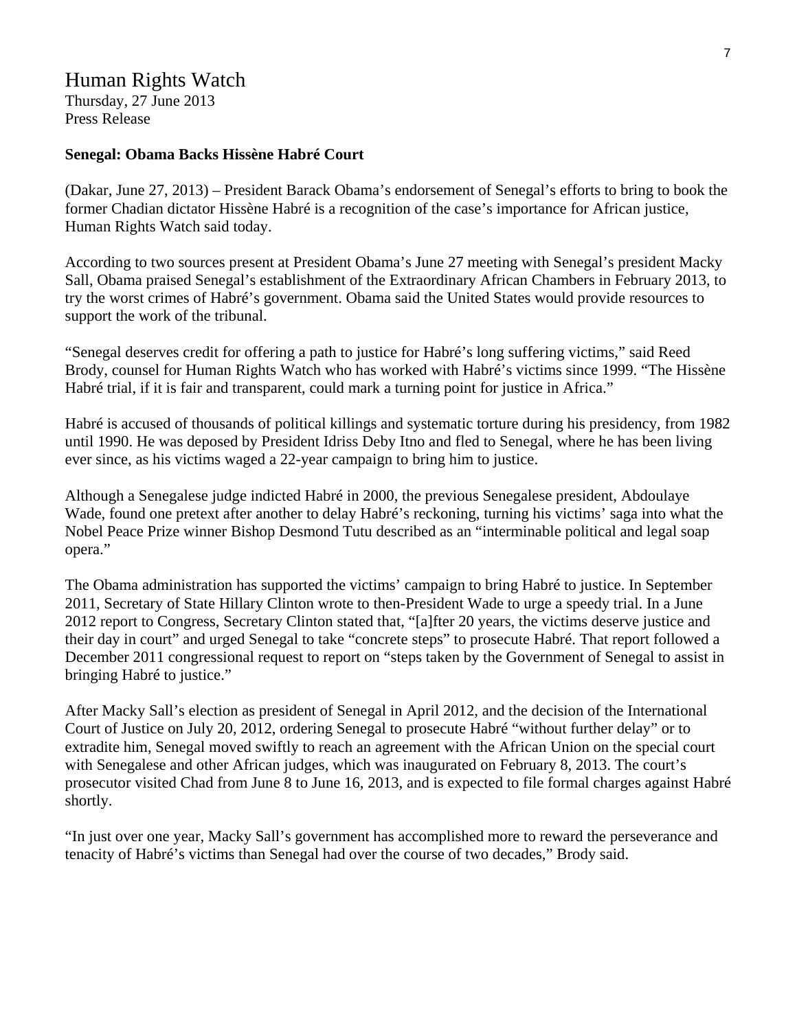# Human Rights Watch

Thursday, 27 June 2013
Press Release

**Senegal: Obama Backs Hissène Habré Court**

(Dakar, June 27, 2013) – President Barack Obama's endorsement of Senegal's efforts to bring to book the former Chadian dictator Hissène Habré is a recognition of the case's importance for African justice, Human Rights Watch said today.

According to two sources present at President Obama's June 27 meeting with Senegal's president Macky Sall, Obama praised Senegal's establishment of the Extraordinary African Chambers in February 2013, to try the worst crimes of Habré's government. Obama said the United States would provide resources to support the work of the tribunal.

"Senegal deserves credit for offering a path to justice for Habré's long suffering victims," said Reed Brody, counsel for Human Rights Watch who has worked with Habré's victims since 1999. "The Hissène Habré trial, if it is fair and transparent, could mark a turning point for justice in Africa."

Habré is accused of thousands of political killings and systematic torture during his presidency, from 1982 until 1990. He was deposed by President Idriss Deby Itno and fled to Senegal, where he has been living ever since, as his victims waged a 22-year campaign to bring him to justice.

Although a Senegalese judge indicted Habré in 2000, the previous Senegalese president, Abdoulaye Wade, found one pretext after another to delay Habré's reckoning, turning his victims' saga into what the Nobel Peace Prize winner Bishop Desmond Tutu described as an "interminable political and legal soap opera."

The Obama administration has supported the victims' campaign to bring Habré to justice. In September 2011, Secretary of State Hillary Clinton wrote to then-President Wade to urge a speedy trial. In a June 2012 report to Congress, Secretary Clinton stated that, "[a]fter 20 years, the victims deserve justice and their day in court" and urged Senegal to take "concrete steps" to prosecute Habré. That report followed a December 2011 congressional request to report on "steps taken by the Government of Senegal to assist in bringing Habré to justice."

After Macky Sall's election as president of Senegal in April 2012, and the decision of the International Court of Justice on July 20, 2012, ordering Senegal to prosecute Habré "without further delay" or to extradite him, Senegal moved swiftly to reach an agreement with the African Union on the special court with Senegalese and other African judges, which was inaugurated on February 8, 2013. The court's prosecutor visited Chad from June 8 to June 16, 2013, and is expected to file formal charges against Habré shortly.

"In just over one year, Macky Sall's government has accomplished more to reward the perseverance and tenacity of Habré's victims than Senegal had over the course of two decades," Brody said.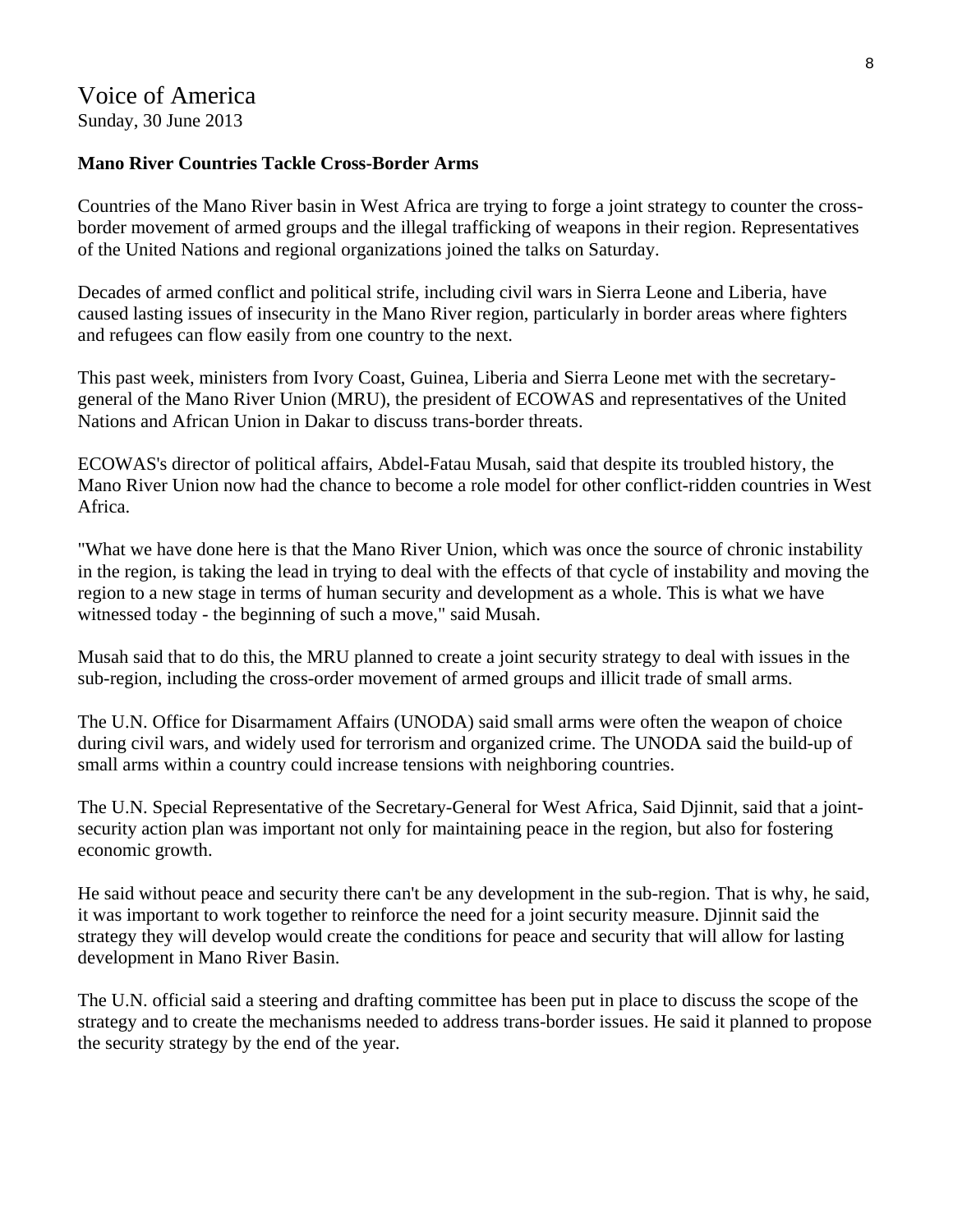Voice of America
Sunday, 30 June 2013

**Mano River Countries Tackle Cross-Border Arms**

Countries of the Mano River basin in West Africa are trying to forge a joint strategy to counter the cross-border movement of armed groups and the illegal trafficking of weapons in their region. Representatives of the United Nations and regional organizations joined the talks on Saturday.

Decades of armed conflict and political strife, including civil wars in Sierra Leone and Liberia, have caused lasting issues of insecurity in the Mano River region, particularly in border areas where fighters and refugees can flow easily from one country to the next.

This past week, ministers from Ivory Coast, Guinea, Liberia and Sierra Leone met with the secretary-general of the Mano River Union (MRU), the president of ECOWAS and representatives of the United Nations and African Union in Dakar to discuss trans-border threats.

ECOWAS's director of political affairs, Abdel-Fatau Musah, said that despite its troubled history, the Mano River Union now had the chance to become a role model for other conflict-ridden countries in West Africa.

"What we have done here is that the Mano River Union, which was once the source of chronic instability in the region, is taking the lead in trying to deal with the effects of that cycle of instability and moving the region to a new stage in terms of human security and development as a whole. This is what we have witnessed today - the beginning of such a move," said Musah.

Musah said that to do this, the MRU planned to create a joint security strategy to deal with issues in the sub-region, including the cross-order movement of armed groups and illicit trade of small arms.

The U.N. Office for Disarmament Affairs (UNODA) said small arms were often the weapon of choice during civil wars, and widely used for terrorism and organized crime. The UNODA said the build-up of small arms within a country could increase tensions with neighboring countries.

The U.N. Special Representative of the Secretary-General for West Africa, Said Djinnit, said that a joint-security action plan was important not only for maintaining peace in the region, but also for fostering economic growth.

He said without peace and security there can't be any development in the sub-region. That is why, he said, it was important to work together to reinforce the need for a joint security measure. Djinnit said the strategy they will develop would create the conditions for peace and security that will allow for lasting development in Mano River Basin.

The U.N. official said a steering and drafting committee has been put in place to discuss the scope of the strategy and to create the mechanisms needed to address trans-border issues. He said it planned to propose the security strategy by the end of the year.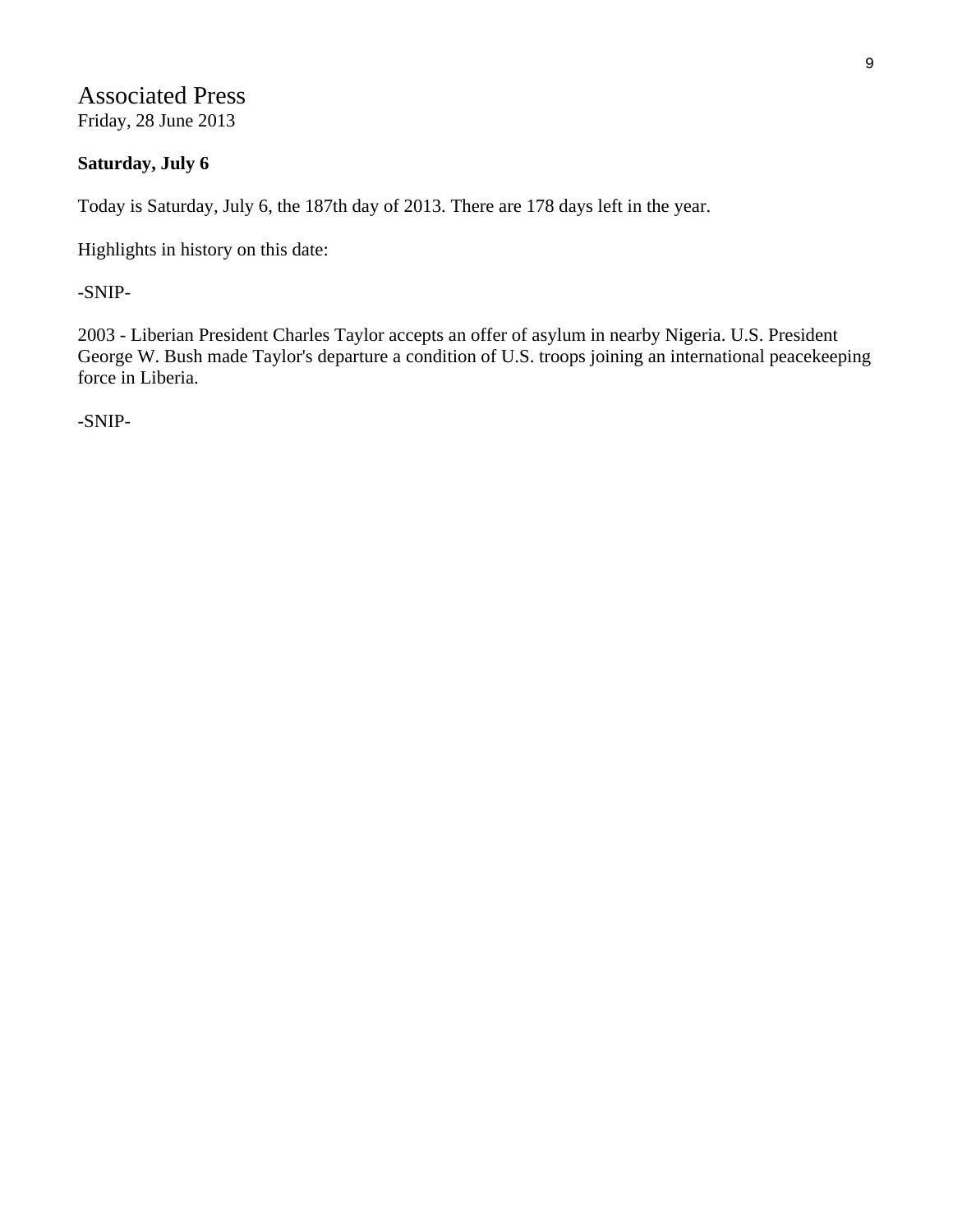# Associated Press

Friday, 28 June 2013

**Saturday, July 6**

Today is Saturday, July 6, the 187th day of 2013. There are 178 days left in the year.

Highlights in history on this date:

-SNIP-

2003 - Liberian President Charles Taylor accepts an offer of asylum in nearby Nigeria. U.S. President George W. Bush made Taylor's departure a condition of U.S. troops joining an international peacekeeping force in Liberia.

-SNIP-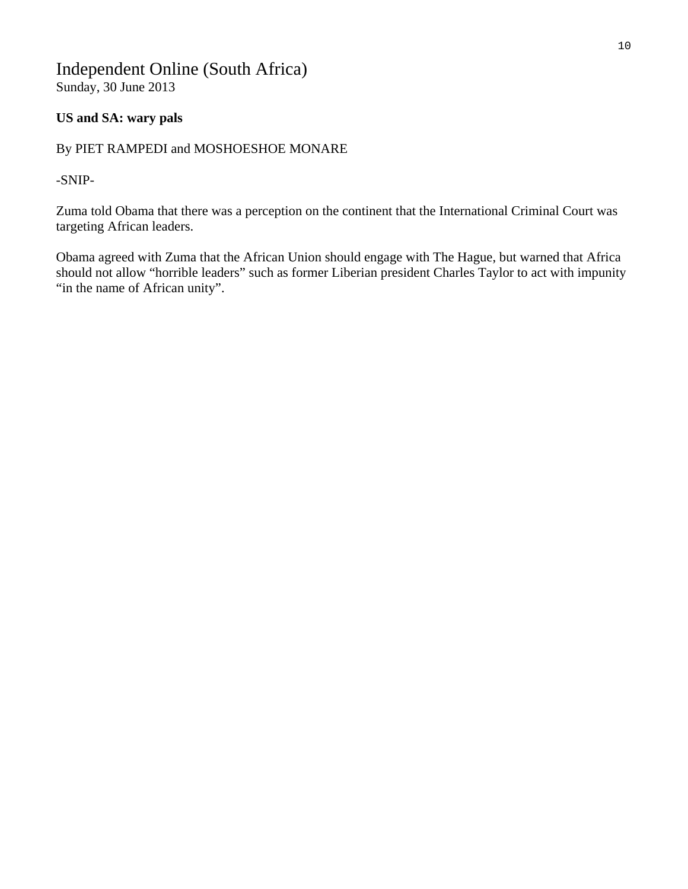# Independent Online (South Africa)

Sunday, 30 June 2013

**US and SA: wary pals**

By PIET RAMPEDI and MOSHOESHOE MONARE

-SNIP-

Zuma told Obama that there was a perception on the continent that the International Criminal Court was targeting African leaders.

Obama agreed with Zuma that the African Union should engage with The Hague, but warned that Africa should not allow “horrible leaders” such as former Liberian president Charles Taylor to act with impunity “in the name of African unity”.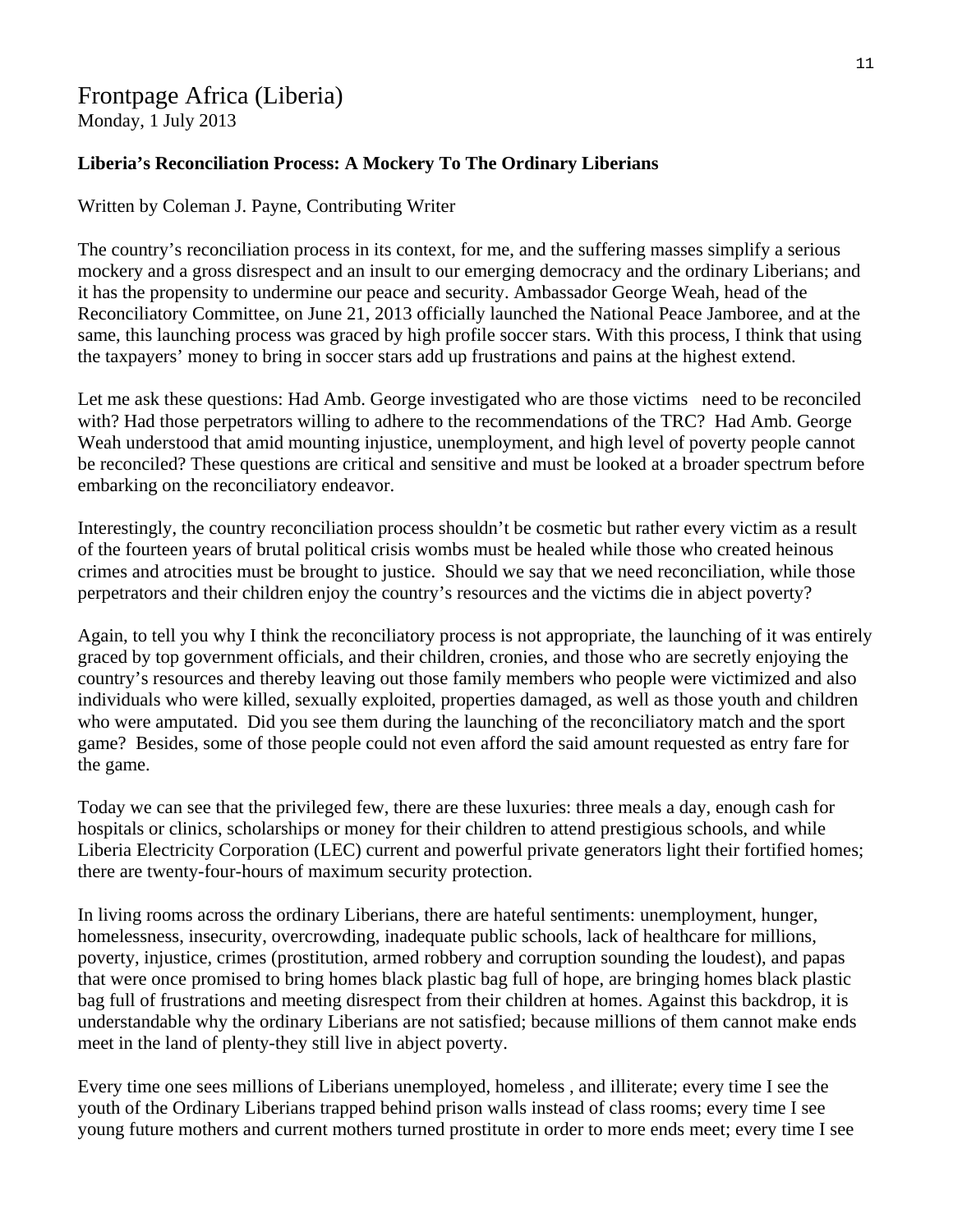# Frontpage Africa (Liberia)

Monday, 1 July 2013

**Liberia's Reconciliation Process: A Mockery To The Ordinary Liberians**

Written by Coleman J. Payne, Contributing Writer

The country's reconciliation process in its context, for me, and the suffering masses simplify a serious mockery and a gross disrespect and an insult to our emerging democracy and the ordinary Liberians; and it has the propensity to undermine our peace and security. Ambassador George Weah, head of the Reconciliatory Committee, on June 21, 2013 officially launched the National Peace Jamboree, and at the same, this launching process was graced by high profile soccer stars. With this process, I think that using the taxpayers' money to bring in soccer stars add up frustrations and pains at the highest extend.

Let me ask these questions: Had Amb. George investigated who are those victims need to be reconciled with? Had those perpetrators willing to adhere to the recommendations of the TRC? Had Amb. George Weah understood that amid mounting injustice, unemployment, and high level of poverty people cannot be reconciled? These questions are critical and sensitive and must be looked at a broader spectrum before embarking on the reconciliatory endeavor.

Interestingly, the country reconciliation process shouldn't be cosmetic but rather every victim as a result of the fourteen years of brutal political crisis wombs must be healed while those who created heinous crimes and atrocities must be brought to justice. Should we say that we need reconciliation, while those perpetrators and their children enjoy the country's resources and the victims die in abject poverty?

Again, to tell you why I think the reconciliatory process is not appropriate, the launching of it was entirely graced by top government officials, and their children, cronies, and those who are secretly enjoying the country's resources and thereby leaving out those family members who people were victimized and also individuals who were killed, sexually exploited, properties damaged, as well as those youth and children who were amputated. Did you see them during the launching of the reconciliatory match and the sport game? Besides, some of those people could not even afford the said amount requested as entry fare for the game.

Today we can see that the privileged few, there are these luxuries: three meals a day, enough cash for hospitals or clinics, scholarships or money for their children to attend prestigious schools, and while Liberia Electricity Corporation (LEC) current and powerful private generators light their fortified homes; there are twenty-four-hours of maximum security protection.

In living rooms across the ordinary Liberians, there are hateful sentiments: unemployment, hunger, homelessness, insecurity, overcrowding, inadequate public schools, lack of healthcare for millions, poverty, injustice, crimes (prostitution, armed robbery and corruption sounding the loudest), and papas that were once promised to bring homes black plastic bag full of hope, are bringing homes black plastic bag full of frustrations and meeting disrespect from their children at homes. Against this backdrop, it is understandable why the ordinary Liberians are not satisfied; because millions of them cannot make ends meet in the land of plenty-they still live in abject poverty.

Every time one sees millions of Liberians unemployed, homeless , and illiterate; every time I see the youth of the Ordinary Liberians trapped behind prison walls instead of class rooms; every time I see young future mothers and current mothers turned prostitute in order to more ends meet; every time I see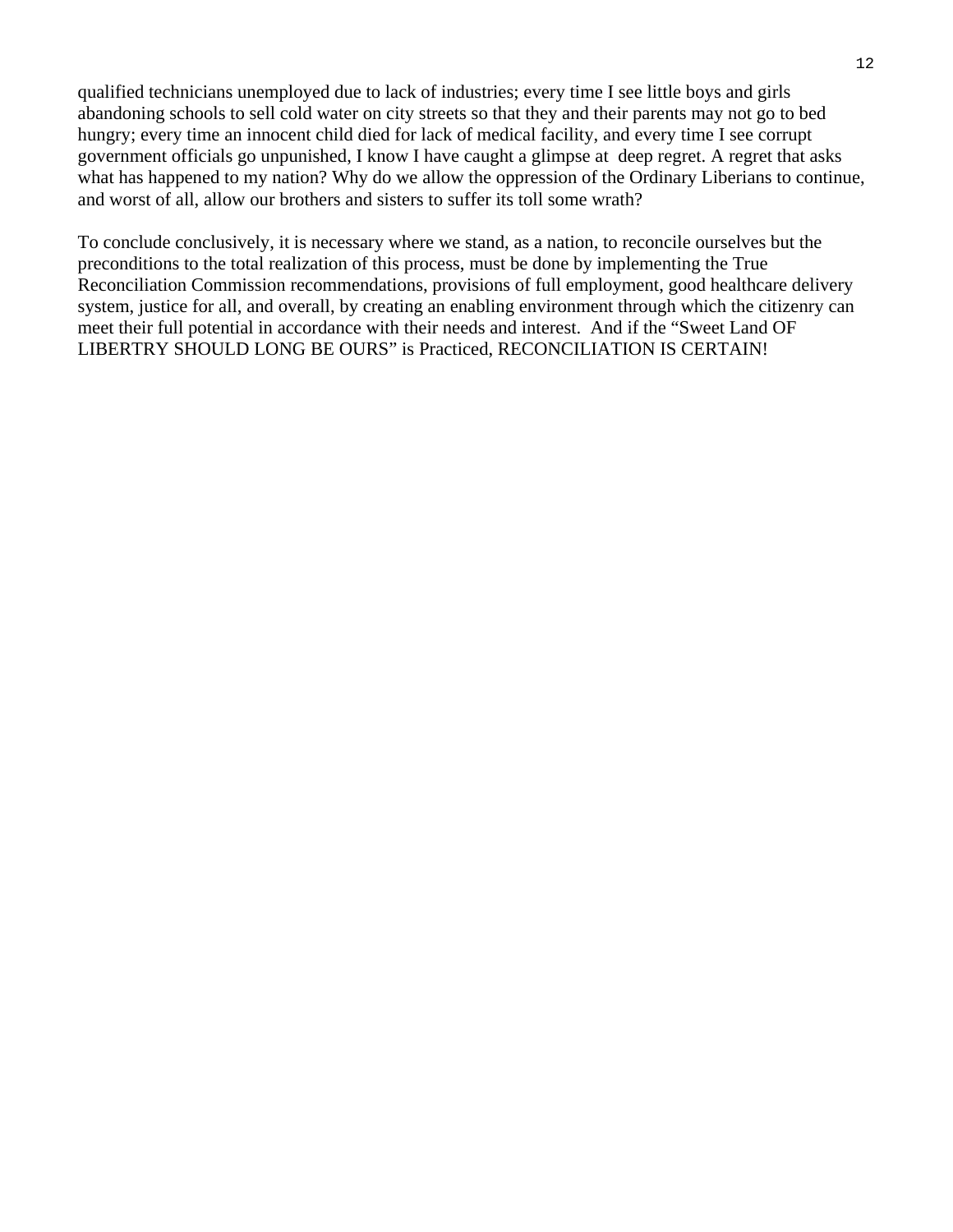qualified technicians unemployed due to lack of industries; every time I see little boys and girls abandoning schools to sell cold water on city streets so that they and their parents may not go to bed hungry; every time an innocent child died for lack of medical facility, and every time I see corrupt government officials go unpunished, I know I have caught a glimpse at deep regret. A regret that asks what has happened to my nation? Why do we allow the oppression of the Ordinary Liberians to continue, and worst of all, allow our brothers and sisters to suffer its toll some wrath?

To conclude conclusively, it is necessary where we stand, as a nation, to reconcile ourselves but the preconditions to the total realization of this process, must be done by implementing the True Reconciliation Commission recommendations, provisions of full employment, good healthcare delivery system, justice for all, and overall, by creating an enabling environment through which the citizenry can meet their full potential in accordance with their needs and interest. And if the "Sweet Land OF LIBERTRY SHOULD LONG BE OURS" is Practiced, RECONCILIATION IS CERTAIN!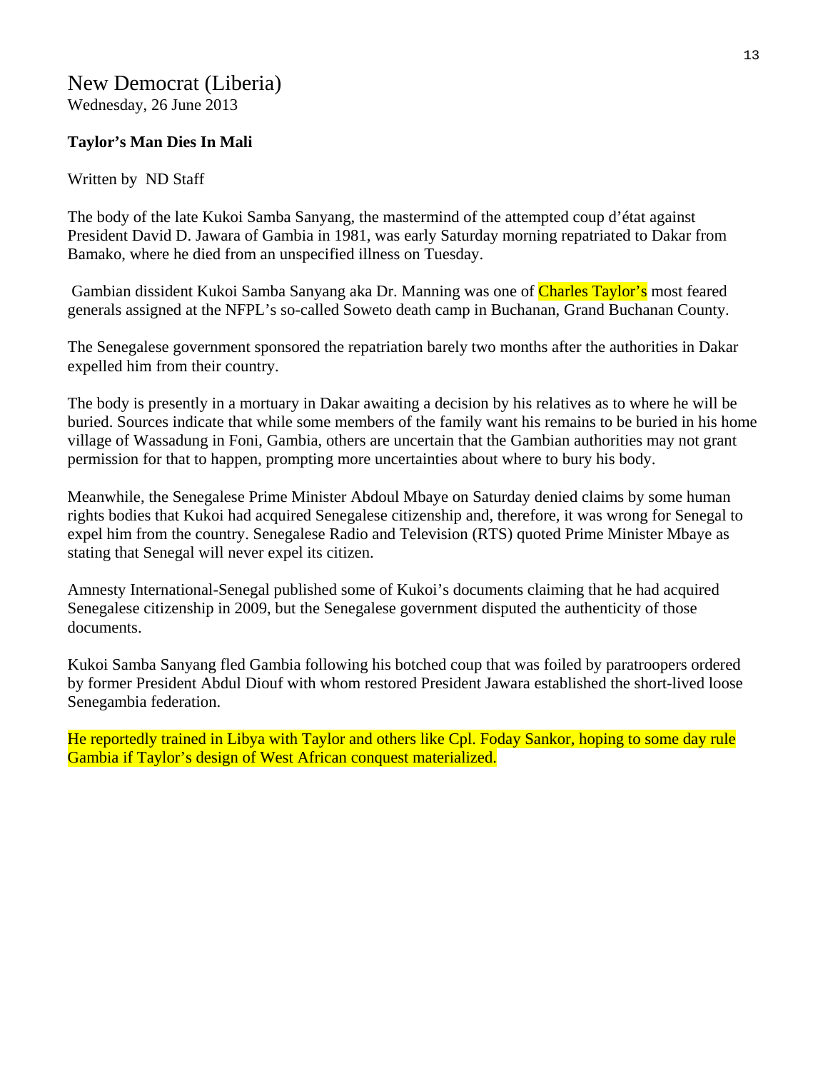# New Democrat (Liberia)

Wednesday, 26 June 2013

**Taylor's Man Dies In Mali**

Written by ND Staff

The body of the late Kukoi Samba Sanyang, the mastermind of the attempted coup d'état against President David D. Jawara of Gambia in 1981, was early Saturday morning repatriated to Dakar from Bamako, where he died from an unspecified illness on Tuesday.

Gambian dissident Kukoi Samba Sanyang aka Dr. Manning was one of Charles Taylor's most feared generals assigned at the NFPL's so-called Soweto death camp in Buchanan, Grand Buchanan County.

The Senegalese government sponsored the repatriation barely two months after the authorities in Dakar expelled him from their country.

The body is presently in a mortuary in Dakar awaiting a decision by his relatives as to where he will be buried. Sources indicate that while some members of the family want his remains to be buried in his home village of Wassadung in Foni, Gambia, others are uncertain that the Gambian authorities may not grant permission for that to happen, prompting more uncertainties about where to bury his body.

Meanwhile, the Senegalese Prime Minister Abdoul Mbaye on Saturday denied claims by some human rights bodies that Kukoi had acquired Senegalese citizenship and, therefore, it was wrong for Senegal to expel him from the country. Senegalese Radio and Television (RTS) quoted Prime Minister Mbaye as stating that Senegal will never expel its citizen.

Amnesty International-Senegal published some of Kukoi's documents claiming that he had acquired Senegalese citizenship in 2009, but the Senegalese government disputed the authenticity of those documents.

Kukoi Samba Sanyang fled Gambia following his botched coup that was foiled by paratroopers ordered by former President Abdul Diouf with whom restored President Jawara established the short-lived loose Senegambia federation.

He reportedly trained in Libya with Taylor and others like Cpl. Foday Sankor, hoping to some day rule Gambia if Taylor's design of West African conquest materialized.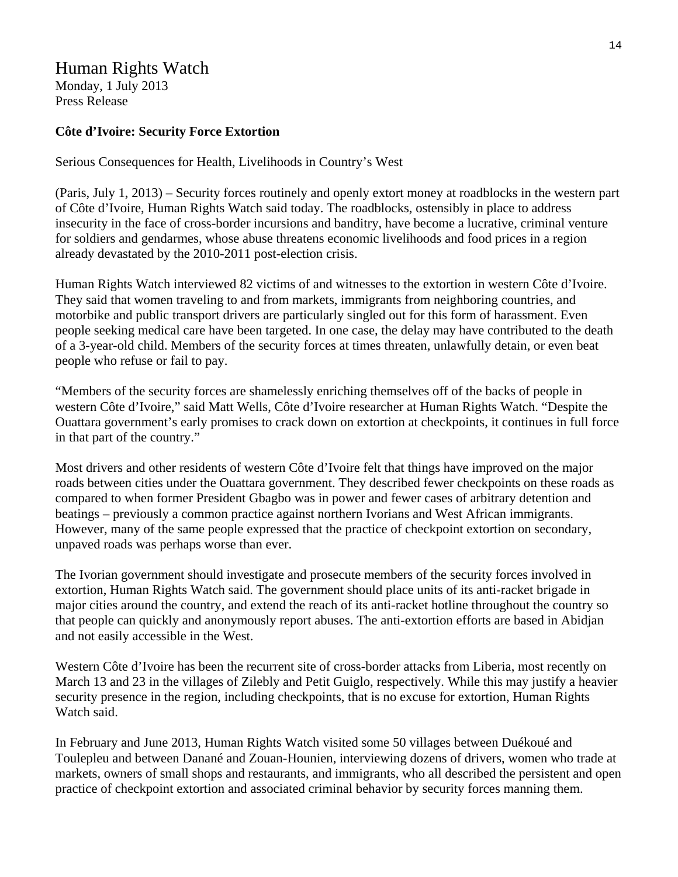# Human Rights Watch

Monday, 1 July 2013
Press Release

**Côte d'Ivoire: Security Force Extortion**

Serious Consequences for Health, Livelihoods in Country's West

(Paris, July 1, 2013) – Security forces routinely and openly extort money at roadblocks in the western part of Côte d'Ivoire, Human Rights Watch said today. The roadblocks, ostensibly in place to address insecurity in the face of cross-border incursions and banditry, have become a lucrative, criminal venture for soldiers and gendarmes, whose abuse threatens economic livelihoods and food prices in a region already devastated by the 2010-2011 post-election crisis.

Human Rights Watch interviewed 82 victims of and witnesses to the extortion in western Côte d'Ivoire. They said that women traveling to and from markets, immigrants from neighboring countries, and motorbike and public transport drivers are particularly singled out for this form of harassment. Even people seeking medical care have been targeted. In one case, the delay may have contributed to the death of a 3-year-old child. Members of the security forces at times threaten, unlawfully detain, or even beat people who refuse or fail to pay.

"Members of the security forces are shamelessly enriching themselves off of the backs of people in western Côte d'Ivoire," said Matt Wells, Côte d'Ivoire researcher at Human Rights Watch. "Despite the Ouattara government's early promises to crack down on extortion at checkpoints, it continues in full force in that part of the country."

Most drivers and other residents of western Côte d'Ivoire felt that things have improved on the major roads between cities under the Ouattara government. They described fewer checkpoints on these roads as compared to when former President Gbagbo was in power and fewer cases of arbitrary detention and beatings – previously a common practice against northern Ivorians and West African immigrants. However, many of the same people expressed that the practice of checkpoint extortion on secondary, unpaved roads was perhaps worse than ever.

The Ivorian government should investigate and prosecute members of the security forces involved in extortion, Human Rights Watch said. The government should place units of its anti-racket brigade in major cities around the country, and extend the reach of its anti-racket hotline throughout the country so that people can quickly and anonymously report abuses. The anti-extortion efforts are based in Abidjan and not easily accessible in the West.

Western Côte d'Ivoire has been the recurrent site of cross-border attacks from Liberia, most recently on March 13 and 23 in the villages of Zilebly and Petit Guiglo, respectively. While this may justify a heavier security presence in the region, including checkpoints, that is no excuse for extortion, Human Rights Watch said.

In February and June 2013, Human Rights Watch visited some 50 villages between Duékoué and Toulepleu and between Danané and Zouan-Hounien, interviewing dozens of drivers, women who trade at markets, owners of small shops and restaurants, and immigrants, who all described the persistent and open practice of checkpoint extortion and associated criminal behavior by security forces manning them.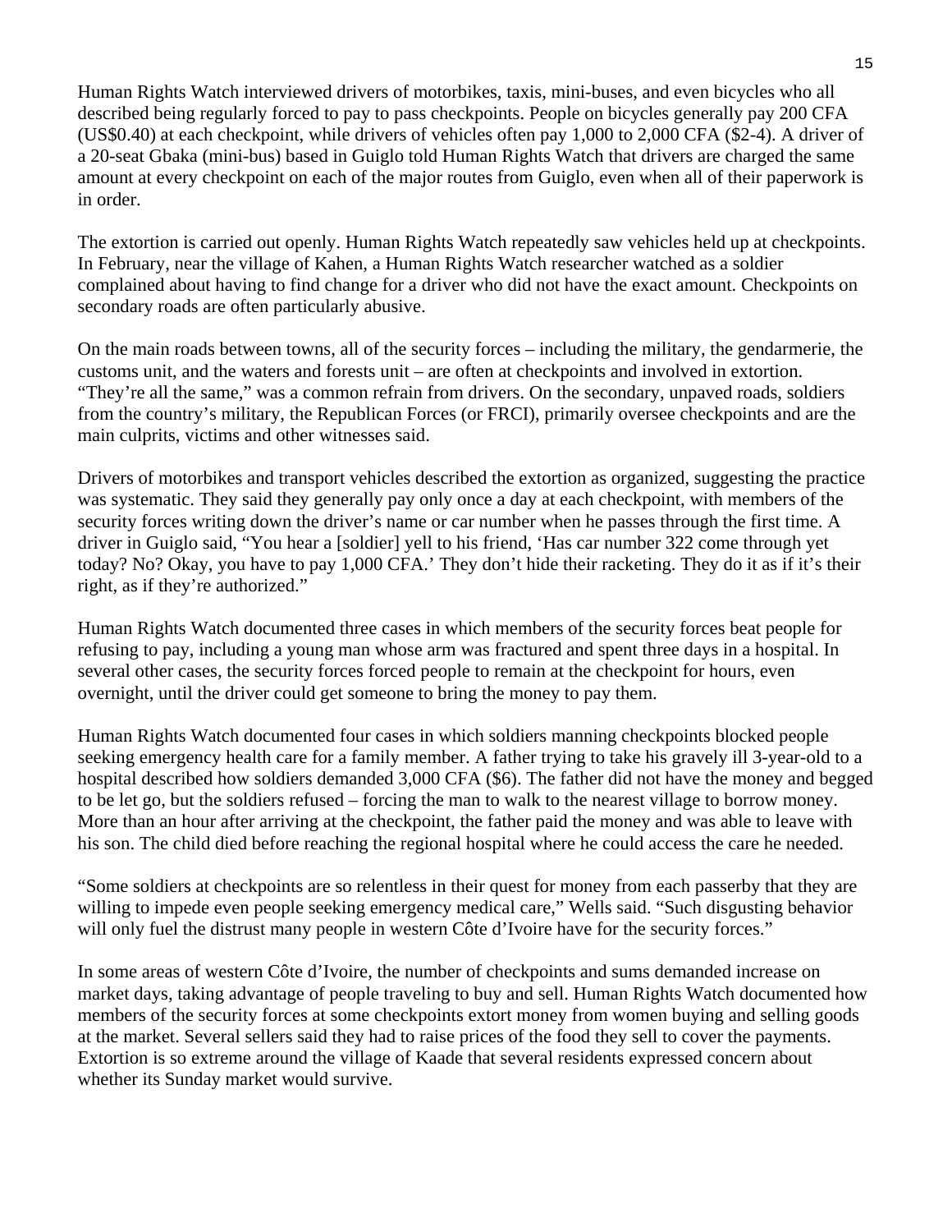Human Rights Watch interviewed drivers of motorbikes, taxis, mini-buses, and even bicycles who all described being regularly forced to pay to pass checkpoints. People on bicycles generally pay 200 CFA (US$0.40) at each checkpoint, while drivers of vehicles often pay 1,000 to 2,000 CFA ($2-4). A driver of a 20-seat Gbaka (mini-bus) based in Guiglo told Human Rights Watch that drivers are charged the same amount at every checkpoint on each of the major routes from Guiglo, even when all of their paperwork is in order.

The extortion is carried out openly. Human Rights Watch repeatedly saw vehicles held up at checkpoints. In February, near the village of Kahen, a Human Rights Watch researcher watched as a soldier complained about having to find change for a driver who did not have the exact amount. Checkpoints on secondary roads are often particularly abusive.

On the main roads between towns, all of the security forces – including the military, the gendarmerie, the customs unit, and the waters and forests unit – are often at checkpoints and involved in extortion. "They're all the same," was a common refrain from drivers. On the secondary, unpaved roads, soldiers from the country's military, the Republican Forces (or FRCI), primarily oversee checkpoints and are the main culprits, victims and other witnesses said.

Drivers of motorbikes and transport vehicles described the extortion as organized, suggesting the practice was systematic. They said they generally pay only once a day at each checkpoint, with members of the security forces writing down the driver's name or car number when he passes through the first time. A driver in Guiglo said, "You hear a [soldier] yell to his friend, 'Has car number 322 come through yet today? No? Okay, you have to pay 1,000 CFA.' They don't hide their racketing. They do it as if it's their right, as if they're authorized."

Human Rights Watch documented three cases in which members of the security forces beat people for refusing to pay, including a young man whose arm was fractured and spent three days in a hospital. In several other cases, the security forces forced people to remain at the checkpoint for hours, even overnight, until the driver could get someone to bring the money to pay them.

Human Rights Watch documented four cases in which soldiers manning checkpoints blocked people seeking emergency health care for a family member. A father trying to take his gravely ill 3-year-old to a hospital described how soldiers demanded 3,000 CFA ($6). The father did not have the money and begged to be let go, but the soldiers refused – forcing the man to walk to the nearest village to borrow money. More than an hour after arriving at the checkpoint, the father paid the money and was able to leave with his son. The child died before reaching the regional hospital where he could access the care he needed.

"Some soldiers at checkpoints are so relentless in their quest for money from each passerby that they are willing to impede even people seeking emergency medical care," Wells said. "Such disgusting behavior will only fuel the distrust many people in western Côte d'Ivoire have for the security forces."

In some areas of western Côte d'Ivoire, the number of checkpoints and sums demanded increase on market days, taking advantage of people traveling to buy and sell. Human Rights Watch documented how members of the security forces at some checkpoints extort money from women buying and selling goods at the market. Several sellers said they had to raise prices of the food they sell to cover the payments. Extortion is so extreme around the village of Kaade that several residents expressed concern about whether its Sunday market would survive.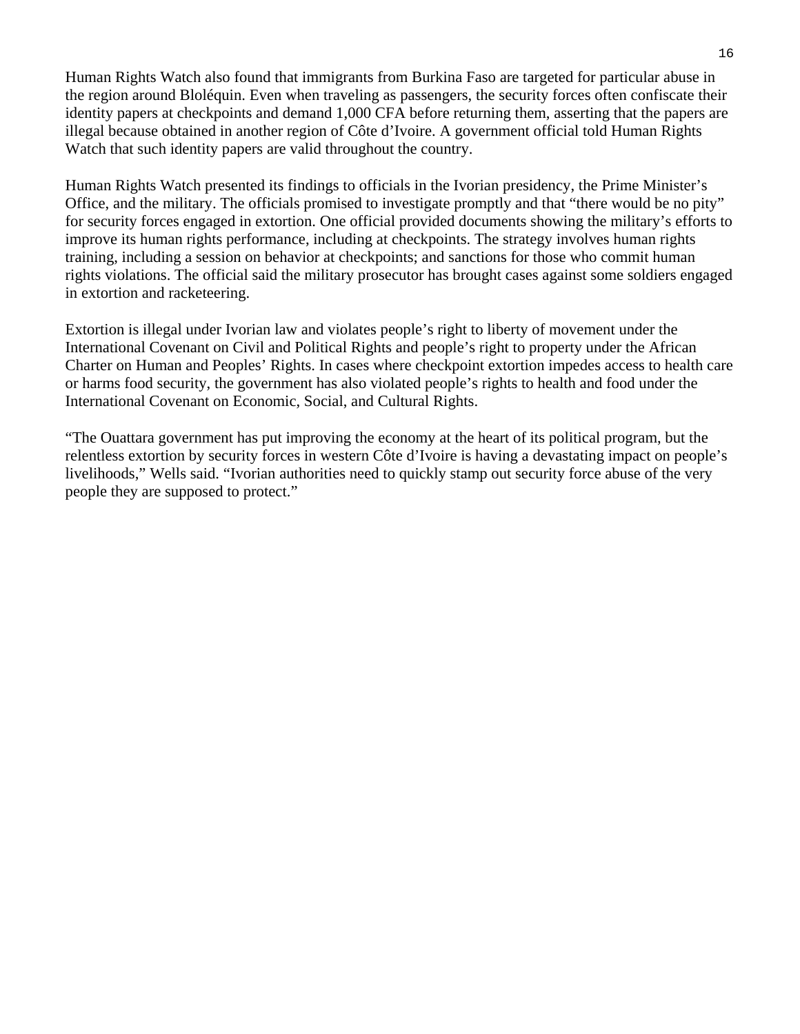Human Rights Watch also found that immigrants from Burkina Faso are targeted for particular abuse in the region around Bloléquin. Even when traveling as passengers, the security forces often confiscate their identity papers at checkpoints and demand 1,000 CFA before returning them, asserting that the papers are illegal because obtained in another region of Côte d'Ivoire. A government official told Human Rights Watch that such identity papers are valid throughout the country.

Human Rights Watch presented its findings to officials in the Ivorian presidency, the Prime Minister's Office, and the military. The officials promised to investigate promptly and that "there would be no pity" for security forces engaged in extortion. One official provided documents showing the military's efforts to improve its human rights performance, including at checkpoints. The strategy involves human rights training, including a session on behavior at checkpoints; and sanctions for those who commit human rights violations. The official said the military prosecutor has brought cases against some soldiers engaged in extortion and racketeering.

Extortion is illegal under Ivorian law and violates people's right to liberty of movement under the International Covenant on Civil and Political Rights and people's right to property under the African Charter on Human and Peoples' Rights. In cases where checkpoint extortion impedes access to health care or harms food security, the government has also violated people's rights to health and food under the International Covenant on Economic, Social, and Cultural Rights.

"The Ouattara government has put improving the economy at the heart of its political program, but the relentless extortion by security forces in western Côte d'Ivoire is having a devastating impact on people's livelihoods," Wells said. "Ivorian authorities need to quickly stamp out security force abuse of the very people they are supposed to protect."